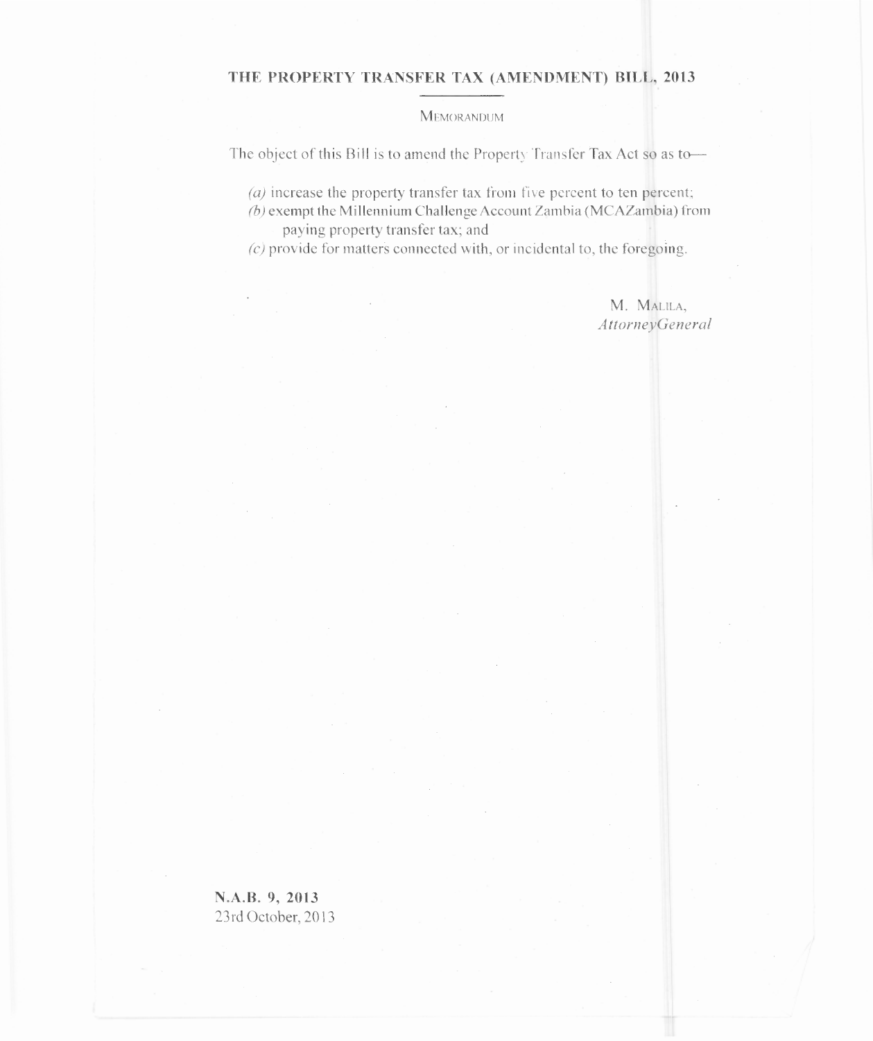# THE PROPERTY TRANSFER TAX (AMENDMENT) BILL, 2013

MEMORANDUM

The object of this Bill is to amend the Property Transfer Tax Act so as to—

*(a)* increase the property transfer tax from five percent to ten percent;

*(b)* exempt the Millennium Challenge Account Zambia (MCAZambia) from paying property transfer tax; and

*(c)* provide for matters connected with, or incidental to, the foregoing.

M. MALILA,
*AttorneyGeneral*

**N.A.B. 9, 2013**
23rd October, 2013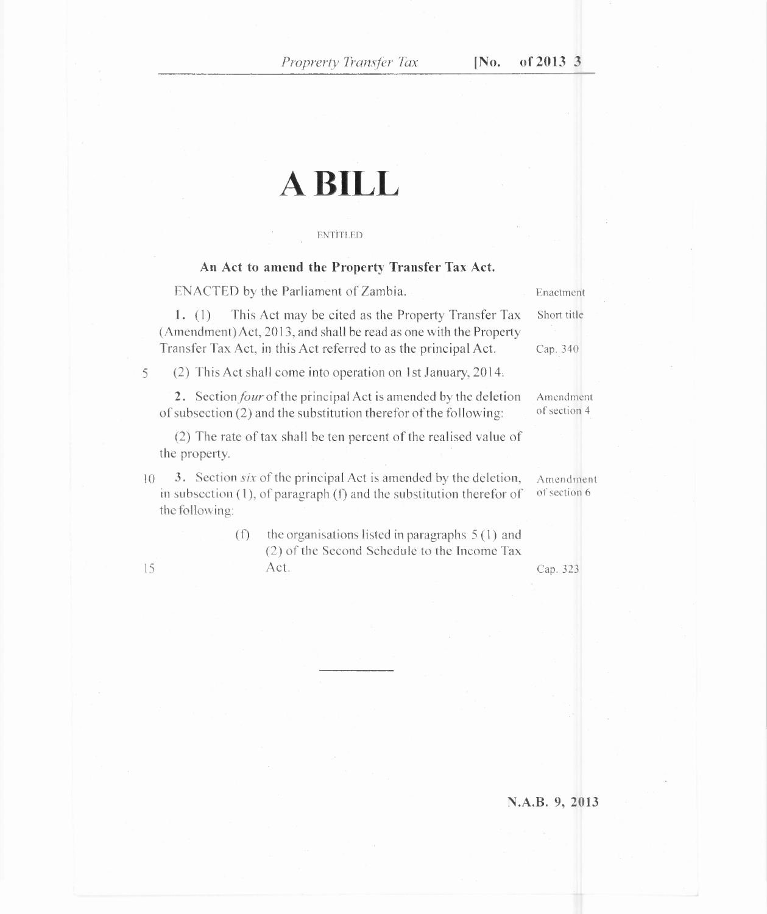# A BILL

ENTITLED

**An Act to amend the Property Transfer Tax Act.**

ENACTED by the Parliament of Zambia. — Enactment

**1.** (1) This Act may be cited as the Property Transfer Tax (Amendment) Act, 2013, and shall be read as one with the Property Transfer Tax Act, in this Act referred to as the principal Act. — Short title; Cap. 340

(2) This Act shall come into operation on 1st January, 2014.

**2.** Section *four* of the principal Act is amended by the deletion of subsection (2) and the substitution therefor of the following: — Amendment of section 4

(2) The rate of tax shall be ten percent of the realised value of the property.

**3.** Section *six* of the principal Act is amended by the deletion, in subsection (1), of paragraph (f) and the substitution therefor of the following: — Amendment of section 6

(f) the organisations listed in paragraphs 5 (1) and (2) of the Second Schedule to the Income Tax Act. — Cap. 323

N.A.B. 9, 2013